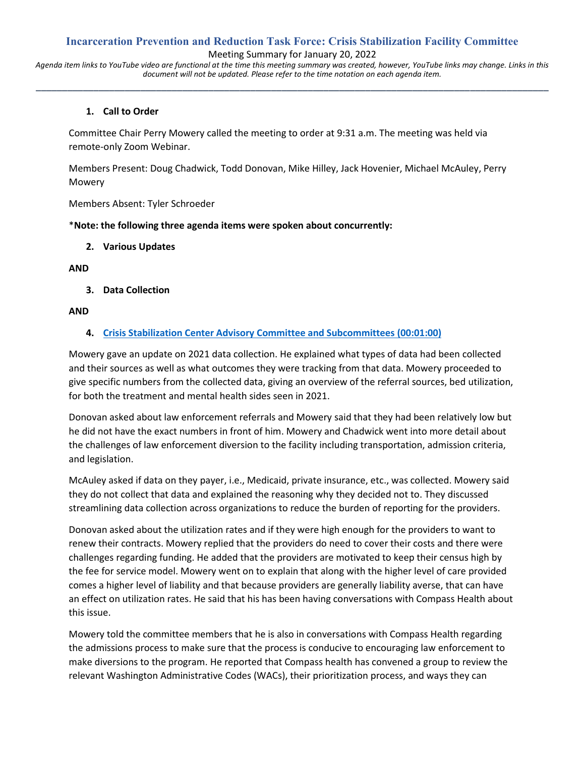# Incarceration Prevention and Reduction Task Force: Crisis Stabilization Facility Committee

Meeting Summary for January 20, 2022

*Agenda item links to YouTube video are functional at the time this meeting summary was created, however, YouTube links may change. Links in this document will not be updated. Please refer to the time notation on each agenda item.*

---

**1. Call to Order**

Committee Chair Perry Mowery called the meeting to order at 9:31 a.m. The meeting was held via remote-only Zoom Webinar.

Members Present: Doug Chadwick, Todd Donovan, Mike Hilley, Jack Hovenier, Michael McAuley, Perry Mowery

Members Absent: Tyler Schroeder

*\*Note: the following three agenda items were spoken about concurrently:**

**2. Various Updates**

**AND**

**3. Data Collection**

**AND**

**4. Crisis Stabilization Center Advisory Committee and Subcommittees (00:01:00)**

Mowery gave an update on 2021 data collection. He explained what types of data had been collected and their sources as well as what outcomes they were tracking from that data. Mowery proceeded to give specific numbers from the collected data, giving an overview of the referral sources, bed utilization, for both the treatment and mental health sides seen in 2021.

Donovan asked about law enforcement referrals and Mowery said that they had been relatively low but he did not have the exact numbers in front of him. Mowery and Chadwick went into more detail about the challenges of law enforcement diversion to the facility including transportation, admission criteria, and legislation.

McAuley asked if data on they payer, i.e., Medicaid, private insurance, etc., was collected. Mowery said they do not collect that data and explained the reasoning why they decided not to. They discussed streamlining data collection across organizations to reduce the burden of reporting for the providers.

Donovan asked about the utilization rates and if they were high enough for the providers to want to renew their contracts. Mowery replied that the providers do need to cover their costs and there were challenges regarding funding. He added that the providers are motivated to keep their census high by the fee for service model. Mowery went on to explain that along with the higher level of care provided comes a higher level of liability and that because providers are generally liability averse, that can have an effect on utilization rates. He said that his has been having conversations with Compass Health about this issue.

Mowery told the committee members that he is also in conversations with Compass Health regarding the admissions process to make sure that the process is conducive to encouraging law enforcement to make diversions to the program. He reported that Compass health has convened a group to review the relevant Washington Administrative Codes (WACs), their prioritization process, and ways they can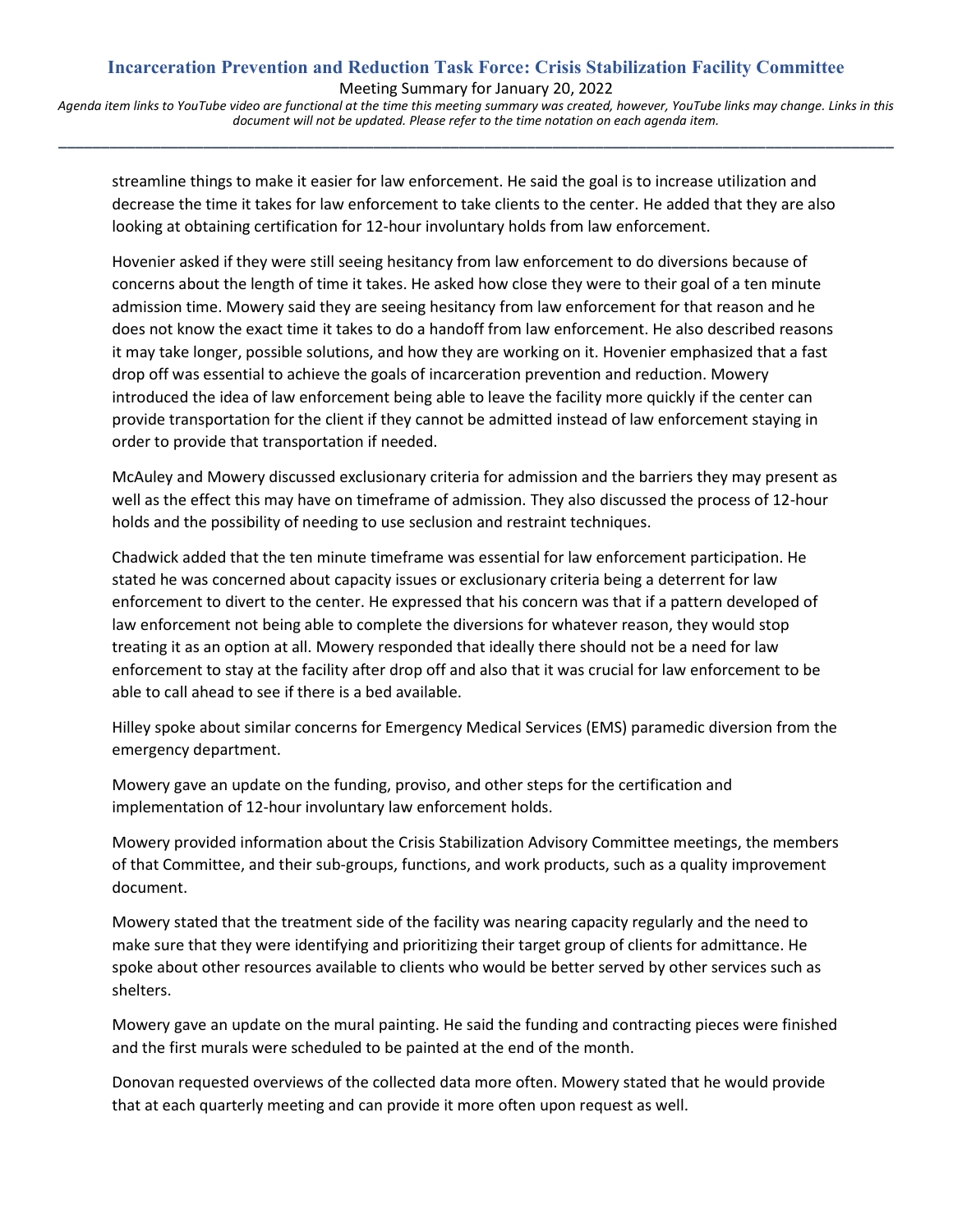streamline things to make it easier for law enforcement. He said the goal is to increase utilization and decrease the time it takes for law enforcement to take clients to the center. He added that they are also looking at obtaining certification for 12-hour involuntary holds from law enforcement.

Hovenier asked if they were still seeing hesitancy from law enforcement to do diversions because of concerns about the length of time it takes. He asked how close they were to their goal of a ten minute admission time. Mowery said they are seeing hesitancy from law enforcement for that reason and he does not know the exact time it takes to do a handoff from law enforcement. He also described reasons it may take longer, possible solutions, and how they are working on it. Hovenier emphasized that a fast drop off was essential to achieve the goals of incarceration prevention and reduction. Mowery introduced the idea of law enforcement being able to leave the facility more quickly if the center can provide transportation for the client if they cannot be admitted instead of law enforcement staying in order to provide that transportation if needed.

McAuley and Mowery discussed exclusionary criteria for admission and the barriers they may present as well as the effect this may have on timeframe of admission. They also discussed the process of 12-hour holds and the possibility of needing to use seclusion and restraint techniques.

Chadwick added that the ten minute timeframe was essential for law enforcement participation. He stated he was concerned about capacity issues or exclusionary criteria being a deterrent for law enforcement to divert to the center. He expressed that his concern was that if a pattern developed of law enforcement not being able to complete the diversions for whatever reason, they would stop treating it as an option at all. Mowery responded that ideally there should not be a need for law enforcement to stay at the facility after drop off and also that it was crucial for law enforcement to be able to call ahead to see if there is a bed available.

Hilley spoke about similar concerns for Emergency Medical Services (EMS) paramedic diversion from the emergency department.

Mowery gave an update on the funding, proviso, and other steps for the certification and implementation of 12-hour involuntary law enforcement holds.

Mowery provided information about the Crisis Stabilization Advisory Committee meetings, the members of that Committee, and their sub-groups, functions, and work products, such as a quality improvement document.

Mowery stated that the treatment side of the facility was nearing capacity regularly and the need to make sure that they were identifying and prioritizing their target group of clients for admittance. He spoke about other resources available to clients who would be better served by other services such as shelters.

Mowery gave an update on the mural painting. He said the funding and contracting pieces were finished and the first murals were scheduled to be painted at the end of the month.

Donovan requested overviews of the collected data more often. Mowery stated that he would provide that at each quarterly meeting and can provide it more often upon request as well.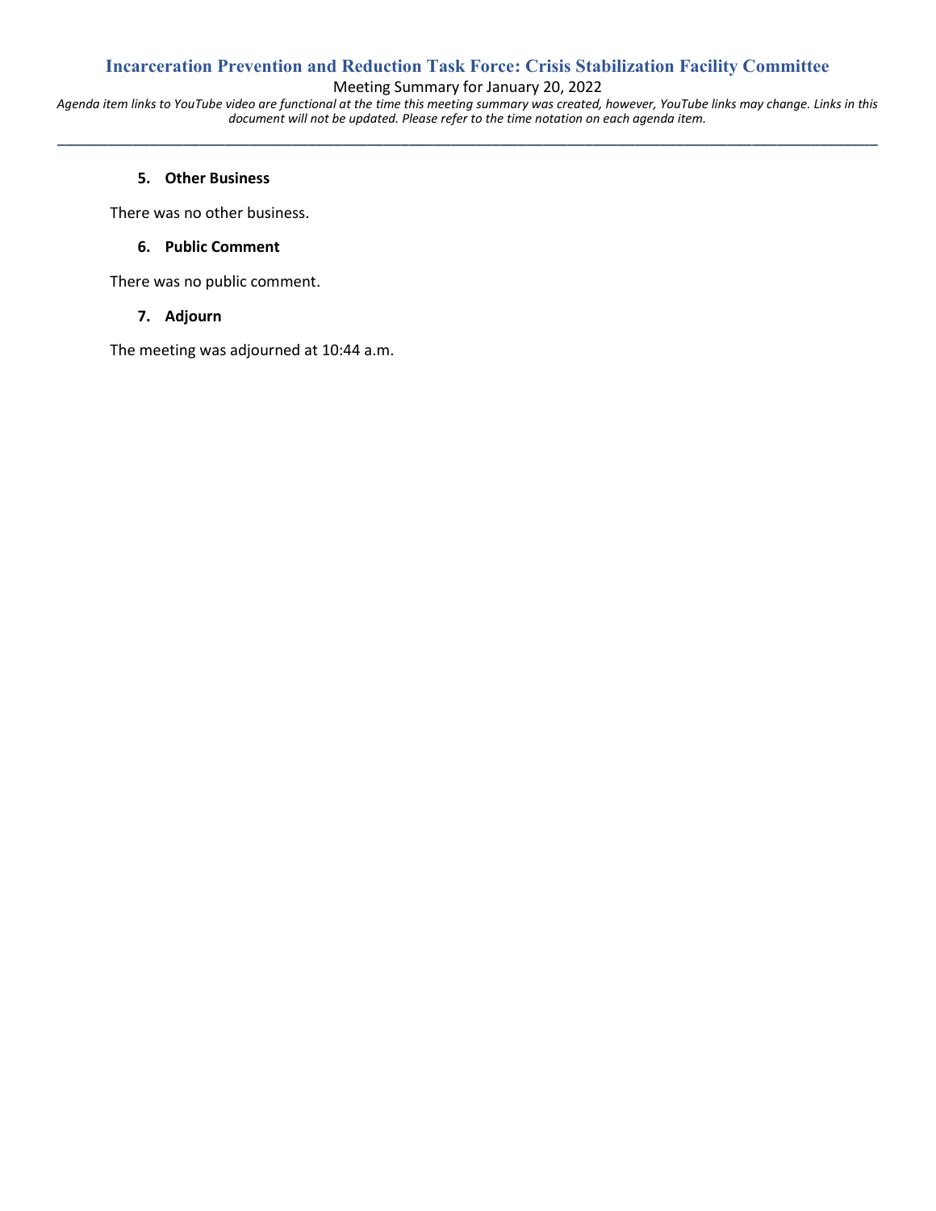5. **Other Business**

There was no other business.

6. **Public Comment**

There was no public comment.

7. **Adjourn**

The meeting was adjourned at 10:44 a.m.